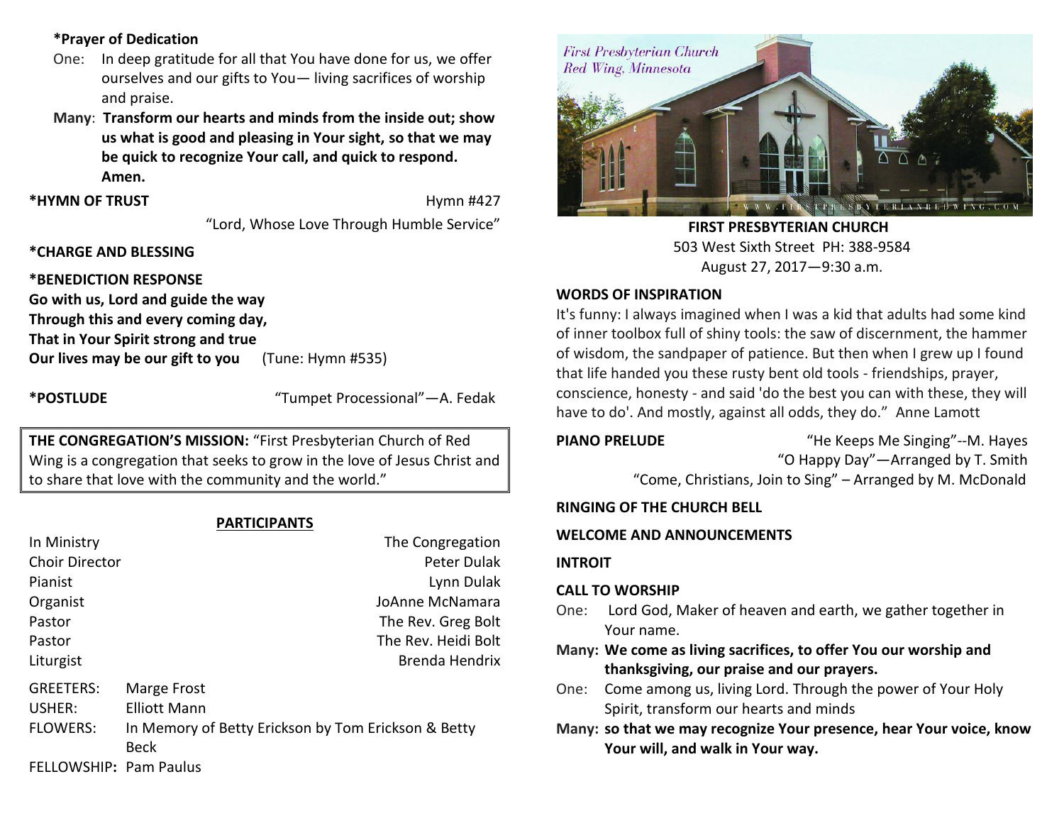**\*Prayer of Dedication**

One: In deep gratitude for all that You have done for us, we offer ourselves and our gifts to You— living sacrifices of worship and praise.

**Many**: **Transform our hearts and minds from the inside out; show us what is good and pleasing in Your sight, so that we may be quick to recognize Your call, and quick to respond. Amen.**

**\*HYMN OF TRUST** Hymn #427

"Lord, Whose Love Through Humble Service"

**\*CHARGE AND BLESSING**

**\*BENEDICTION RESPONSE**

**Go with us, Lord and guide the way**
**Through this and every coming day,**
**That in Your Spirit strong and true**
**Our lives may be our gift to you** (Tune: Hymn #535)

**\*POSTLUDE** "Tumpet Processional"—A. Fedak

**THE CONGREGATION'S MISSION:** "First Presbyterian Church of Red Wing is a congregation that seeks to grow in the love of Jesus Christ and to share that love with the community and the world."

**PARTICIPANTS**

| | |
|---|---|
| In Ministry | The Congregation |
| Choir Director | Peter Dulak |
| Pianist | Lynn Dulak |
| Organist | JoAnne McNamara |
| Pastor | The Rev. Greg Bolt |
| Pastor | The Rev. Heidi Bolt |
| Liturgist | Brenda Hendrix |

GREETERS: Marge Frost
USHER: Elliott Mann
FLOWERS: In Memory of Betty Erickson by Tom Erickson & Betty Beck
FELLOWSHIP**:** Pam Paulus

First Presbyterian Church
Red Wing, Minnesota

WWW.FIRSTPRESBYTERIANREDWING.COM

**FIRST PRESBYTERIAN CHURCH**
503 West Sixth Street PH: 388-9584
August 27, 2017—9:30 a.m.

**WORDS OF INSPIRATION**

It's funny: I always imagined when I was a kid that adults had some kind of inner toolbox full of shiny tools: the saw of discernment, the hammer of wisdom, the sandpaper of patience. But then when I grew up I found that life handed you these rusty bent old tools - friendships, prayer, conscience, honesty - and said 'do the best you can with these, they will have to do'. And mostly, against all odds, they do." Anne Lamott

**PIANO PRELUDE** "He Keeps Me Singing"--M. Hayes
"O Happy Day"—Arranged by T. Smith
"Come, Christians, Join to Sing" – Arranged by M. McDonald

**RINGING OF THE CHURCH BELL**

**WELCOME AND ANNOUNCEMENTS**

**INTROIT**

**CALL TO WORSHIP**

One: Lord God, Maker of heaven and earth, we gather together in Your name.

**Many: We come as living sacrifices, to offer You our worship and thanksgiving, our praise and our prayers.**

One: Come among us, living Lord. Through the power of Your Holy Spirit, transform our hearts and minds

**Many: so that we may recognize Your presence, hear Your voice, know Your will, and walk in Your way.**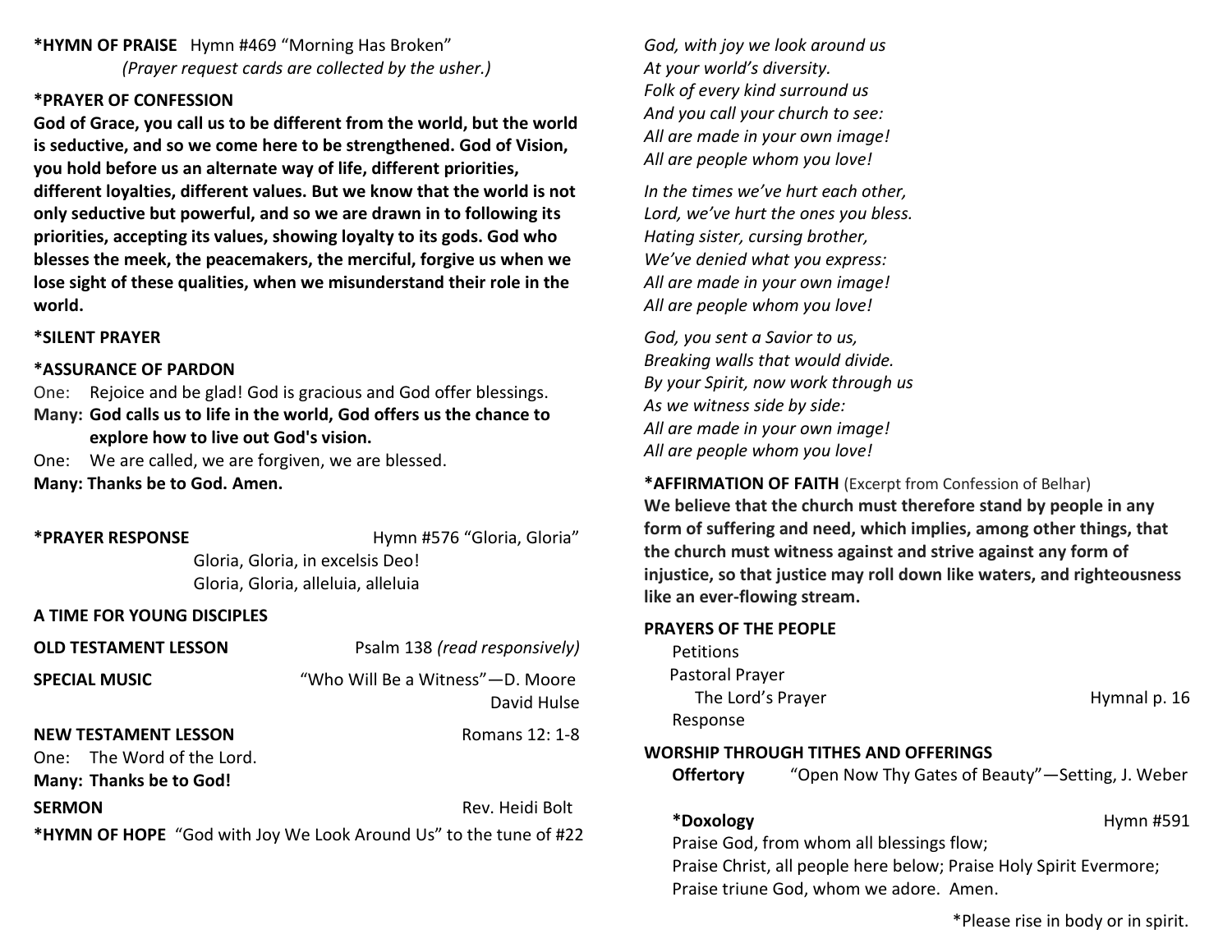**\*HYMN OF PRAISE** Hymn #469 “Morning Has Broken”
*(Prayer request cards are collected by the usher.)*

**\*PRAYER OF CONFESSION**

**God of Grace, you call us to be different from the world, but the world is seductive, and so we come here to be strengthened. God of Vision, you hold before us an alternate way of life, different priorities, different loyalties, different values. But we know that the world is not only seductive but powerful, and so we are drawn in to following its priorities, accepting its values, showing loyalty to its gods. God who blesses the meek, the peacemakers, the merciful, forgive us when we lose sight of these qualities, when we misunderstand their role in the world.**

**\*SILENT PRAYER**

**\*ASSURANCE OF PARDON**

One: Rejoice and be glad! God is gracious and God offer blessings.
**Many: God calls us to life in the world, God offers us the chance to explore how to live out God's vision.**
One: We are called, we are forgiven, we are blessed.
**Many: Thanks be to God. Amen.**

**\*PRAYER RESPONSE** Hymn #576 “Gloria, Gloria”
Gloria, Gloria, in excelsis Deo!
Gloria, Gloria, alleluia, alleluia

**A TIME FOR YOUNG DISCIPLES**

**OLD TESTAMENT LESSON** Psalm 138 *(read responsively)*

**SPECIAL MUSIC** “Who Will Be a Witness”—D. Moore
David Hulse

**NEW TESTAMENT LESSON** Romans 12: 1-8
One: The Word of the Lord.
**Many: Thanks be to God!**

**SERMON** Rev. Heidi Bolt

**\*HYMN OF HOPE** “God with Joy We Look Around Us” to the tune of #22

*God, with joy we look around us*
*At your world’s diversity.*
*Folk of every kind surround us*
*And you call your church to see:*
*All are made in your own image!*
*All are people whom you love!*

*In the times we’ve hurt each other,*
*Lord, we’ve hurt the ones you bless.*
*Hating sister, cursing brother,*
*We’ve denied what you express:*
*All are made in your own image!*
*All are people whom you love!*

*God, you sent a Savior to us,*
*Breaking walls that would divide.*
*By your Spirit, now work through us*
*As we witness side by side:*
*All are made in your own image!*
*All are people whom you love!*

**\*AFFIRMATION OF FAITH** (Excerpt from Confession of Belhar)
**We believe that the church must therefore stand by people in any form of suffering and need, which implies, among other things, that the church must witness against and strive against any form of injustice, so that justice may roll down like waters, and righteousness like an ever-flowing stream.**

**PRAYERS OF THE PEOPLE**

Petitions
Pastoral Prayer
The Lord’s Prayer Hymnal p. 16
Response

**WORSHIP THROUGH TITHES AND OFFERINGS**

**Offertory** “Open Now Thy Gates of Beauty”—Setting, J. Weber

**\*Doxology** Hymn #591
Praise God, from whom all blessings flow;
Praise Christ, all people here below; Praise Holy Spirit Evermore;
Praise triune God, whom we adore. Amen.

\*Please rise in body or in spirit.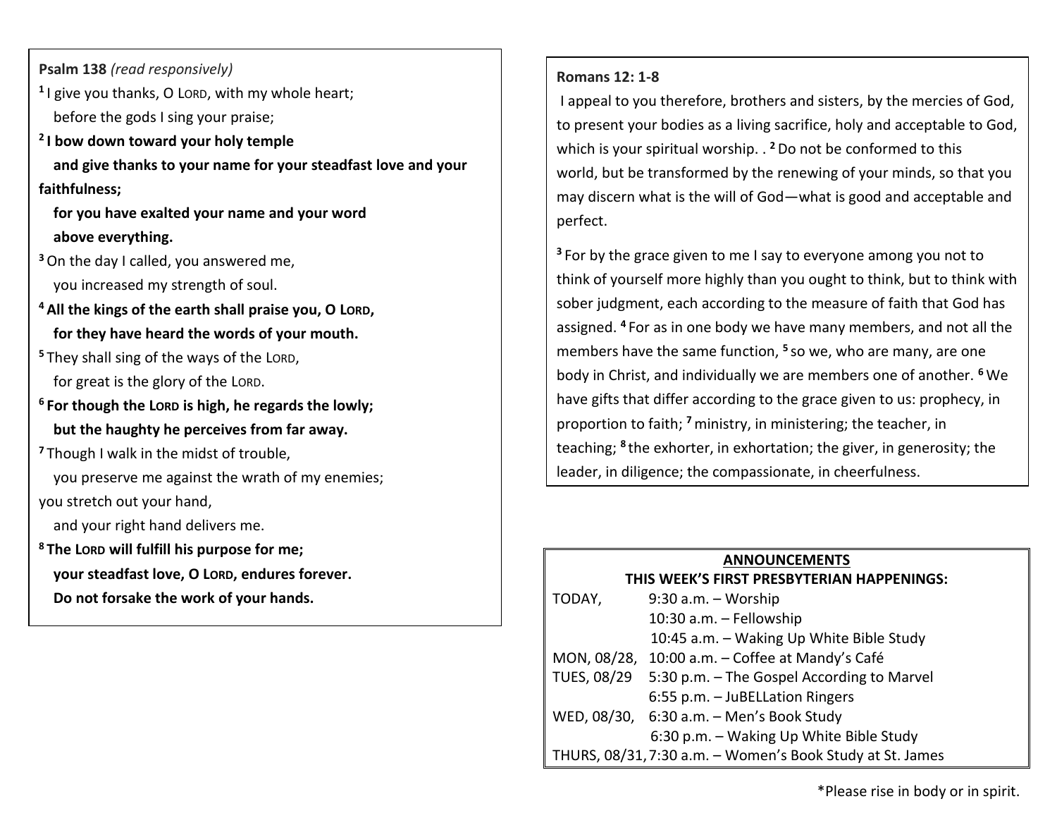**Psalm 138** *(read responsively)*

[1] I give you thanks, O LORD, with my whole heart;
before the gods I sing your praise;

**[2] I bow down toward your holy temple**
**and give thanks to your name for your steadfast love and your faithfulness;**
**for you have exalted your name and your word**
**above everything.**

[3] On the day I called, you answered me,
you increased my strength of soul.

**[4] All the kings of the earth shall praise you, O LORD,**
**for they have heard the words of your mouth.**

[5] They shall sing of the ways of the LORD,
for great is the glory of the LORD.

**[6] For though the LORD is high, he regards the lowly;**
**but the haughty he perceives from far away.**

[7] Though I walk in the midst of trouble,
you preserve me against the wrath of my enemies;
you stretch out your hand,
and your right hand delivers me.

**[8] The LORD will fulfill his purpose for me;**
**your steadfast love, O LORD, endures forever.**
**Do not forsake the work of your hands.**

**Romans 12: 1-8**

I appeal to you therefore, brothers and sisters, by the mercies of God, to present your bodies as a living sacrifice, holy and acceptable to God, which is your spiritual worship. . [2] Do not be conformed to this world, but be transformed by the renewing of your minds, so that you may discern what is the will of God—what is good and acceptable and perfect.

[3] For by the grace given to me I say to everyone among you not to think of yourself more highly than you ought to think, but to think with sober judgment, each according to the measure of faith that God has assigned. [4] For as in one body we have many members, and not all the members have the same function, [5] so we, who are many, are one body in Christ, and individually we are members one of another. [6] We have gifts that differ according to the grace given to us: prophecy, in proportion to faith; [7] ministry, in ministering; the teacher, in teaching; [8] the exhorter, in exhortation; the giver, in generosity; the leader, in diligence; the compassionate, in cheerfulness.

**ANNOUNCEMENTS**

**THIS WEEK'S FIRST PRESBYTERIAN HAPPENINGS:**

| | |
|---|---|
| TODAY, | 9:30 a.m. – Worship |
| | 10:30 a.m. – Fellowship |
| | 10:45 a.m. – Waking Up White Bible Study |
| MON, 08/28, | 10:00 a.m. – Coffee at Mandy's Café |
| TUES, 08/29 | 5:30 p.m. – The Gospel According to Marvel |
| | 6:55 p.m. – JuBELLation Ringers |
| WED, 08/30, | 6:30 a.m. – Men's Book Study |
| | 6:30 p.m. – Waking Up White Bible Study |
| THURS, 08/31, | 7:30 a.m. – Women's Book Study at St. James |

*Please rise in body or in spirit.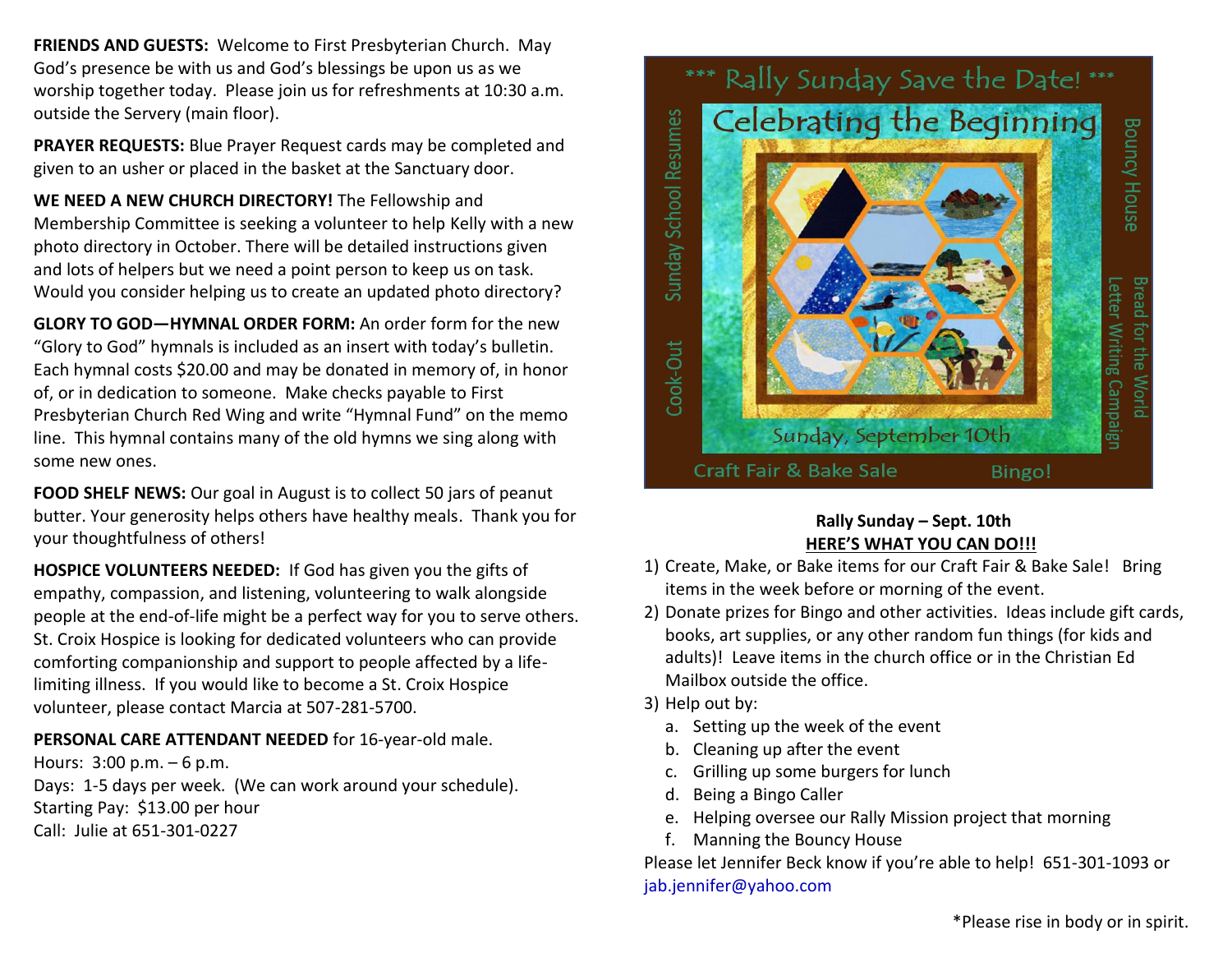**FRIENDS AND GUESTS:** Welcome to First Presbyterian Church. May God's presence be with us and God's blessings be upon us as we worship together today. Please join us for refreshments at 10:30 a.m. outside the Servery (main floor).

**PRAYER REQUESTS:** Blue Prayer Request cards may be completed and given to an usher or placed in the basket at the Sanctuary door.

**WE NEED A NEW CHURCH DIRECTORY!** The Fellowship and Membership Committee is seeking a volunteer to help Kelly with a new photo directory in October. There will be detailed instructions given and lots of helpers but we need a point person to keep us on task. Would you consider helping us to create an updated photo directory?

**GLORY TO GOD—HYMNAL ORDER FORM:** An order form for the new "Glory to God" hymnals is included as an insert with today's bulletin. Each hymnal costs $20.00 and may be donated in memory of, in honor of, or in dedication to someone. Make checks payable to First Presbyterian Church Red Wing and write "Hymnal Fund" on the memo line. This hymnal contains many of the old hymns we sing along with some new ones.

**FOOD SHELF NEWS:** Our goal in August is to collect 50 jars of peanut butter. Your generosity helps others have healthy meals. Thank you for your thoughtfulness of others!

**HOSPICE VOLUNTEERS NEEDED:** If God has given you the gifts of empathy, compassion, and listening, volunteering to walk alongside people at the end-of-life might be a perfect way for you to serve others. St. Croix Hospice is looking for dedicated volunteers who can provide comforting companionship and support to people affected by a life-limiting illness. If you would like to become a St. Croix Hospice volunteer, please contact Marcia at 507-281-5700.

**PERSONAL CARE ATTENDANT NEEDED** for 16-year-old male.
Hours: 3:00 p.m. – 6 p.m.
Days: 1-5 days per week. (We can work around your schedule).
Starting Pay: $13.00 per hour
Call: Julie at 651-301-0227

\*\*\* Rally Sunday Save the Date! \*\*\*

Celebrating the Beginning

Sunday School Resumes
Cook-Out
Bouncy House
Bread for the World
Letter Writing Campaign

Sunday, September 10th

Craft Fair & Bake Sale
Bingo!

**Rally Sunday – Sept. 10th**
**HERE'S WHAT YOU CAN DO!!!**

1) Create, Make, or Bake items for our Craft Fair & Bake Sale! Bring items in the week before or morning of the event.
2) Donate prizes for Bingo and other activities. Ideas include gift cards, books, art supplies, or any other random fun things (for kids and adults)! Leave items in the church office or in the Christian Ed Mailbox outside the office.
3) Help out by:
   a. Setting up the week of the event
   b. Cleaning up after the event
   c. Grilling up some burgers for lunch
   d. Being a Bingo Caller
   e. Helping oversee our Rally Mission project that morning
   f. Manning the Bouncy House

Please let Jennifer Beck know if you're able to help! 651-301-1093 or jab.jennifer@yahoo.com

\*Please rise in body or in spirit.